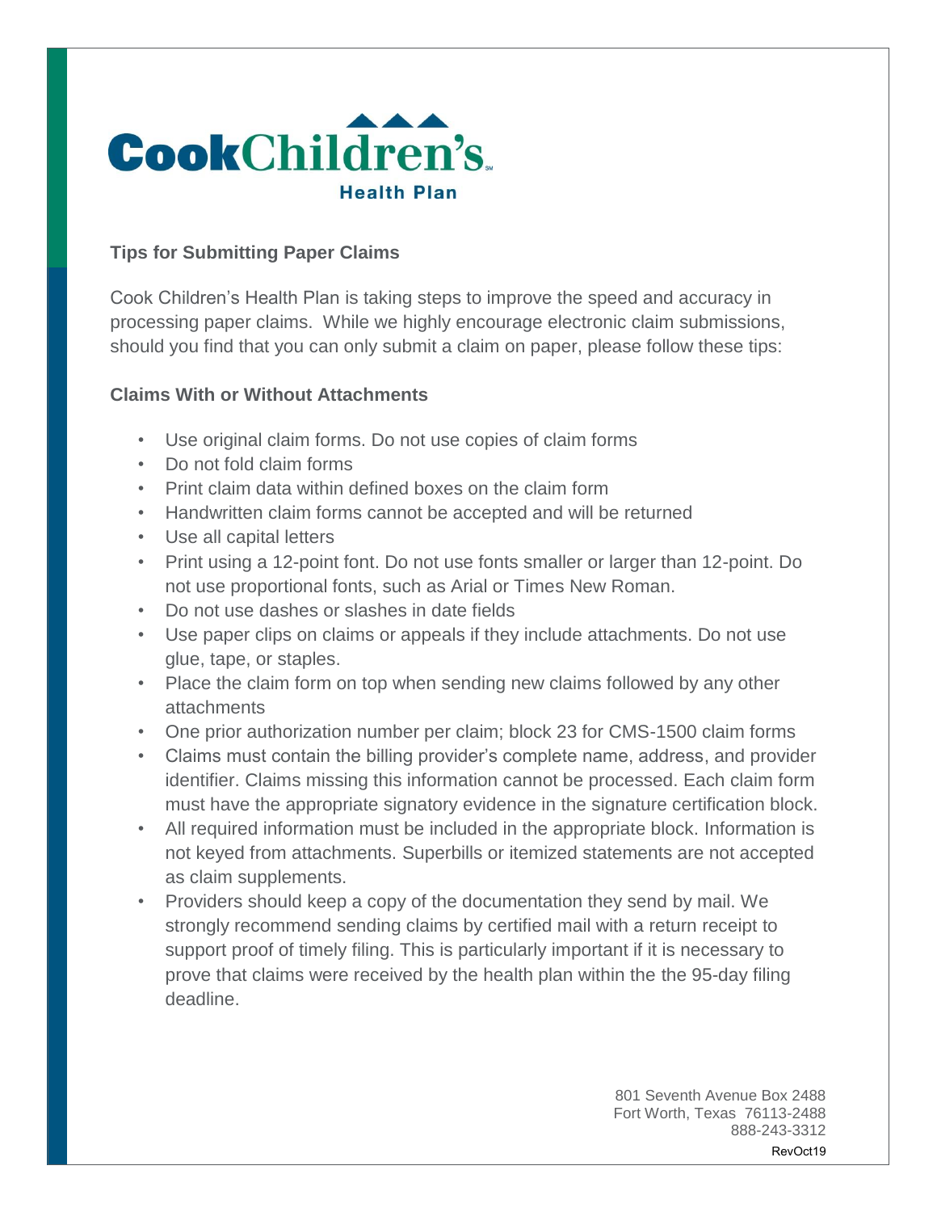# Cook Children's Health Plan

## Tips for Submitting Paper Claims

Cook Children's Health Plan is taking steps to improve the speed and accuracy in processing paper claims. While we highly encourage electronic claim submissions, should you find that you can only submit a claim on paper, please follow these tips:

### Claims With or Without Attachments

- Use original claim forms. Do not use copies of claim forms
- Do not fold claim forms
- Print claim data within defined boxes on the claim form
- Handwritten claim forms cannot be accepted and will be returned
- Use all capital letters
- Print using a 12-point font. Do not use fonts smaller or larger than 12-point. Do not use proportional fonts, such as Arial or Times New Roman.
- Do not use dashes or slashes in date fields
- Use paper clips on claims or appeals if they include attachments. Do not use glue, tape, or staples.
- Place the claim form on top when sending new claims followed by any other attachments
- One prior authorization number per claim; block 23 for CMS-1500 claim forms
- Claims must contain the billing provider's complete name, address, and provider identifier. Claims missing this information cannot be processed. Each claim form must have the appropriate signatory evidence in the signature certification block.
- All required information must be included in the appropriate block. Information is not keyed from attachments. Superbills or itemized statements are not accepted as claim supplements.
- Providers should keep a copy of the documentation they send by mail. We strongly recommend sending claims by certified mail with a return receipt to support proof of timely filing. This is particularly important if it is necessary to prove that claims were received by the health plan within the the 95-day filing deadline.

801 Seventh Avenue Box 2488
Fort Worth, Texas 76113-2488
888-243-3312

RevOct19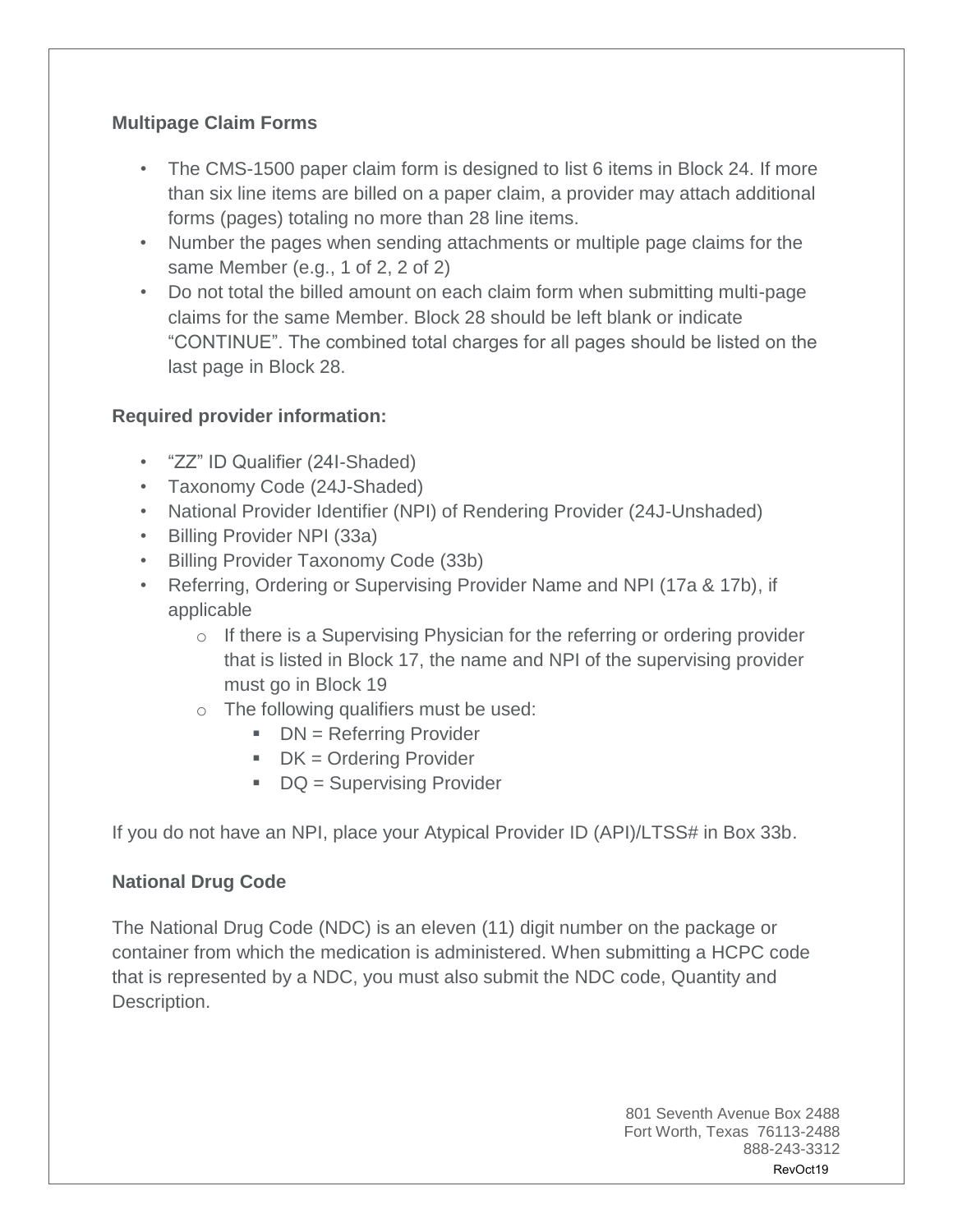### Multipage Claim Forms

- The CMS-1500 paper claim form is designed to list 6 items in Block 24. If more than six line items are billed on a paper claim, a provider may attach additional forms (pages) totaling no more than 28 line items.
- Number the pages when sending attachments or multiple page claims for the same Member (e.g., 1 of 2, 2 of 2)
- Do not total the billed amount on each claim form when submitting multi-page claims for the same Member. Block 28 should be left blank or indicate "CONTINUE". The combined total charges for all pages should be listed on the last page in Block 28.

### Required provider information:

- "ZZ" ID Qualifier (24I-Shaded)
- Taxonomy Code (24J-Shaded)
- National Provider Identifier (NPI) of Rendering Provider (24J-Unshaded)
- Billing Provider NPI (33a)
- Billing Provider Taxonomy Code (33b)
- Referring, Ordering or Supervising Provider Name and NPI (17a & 17b), if applicable
  - If there is a Supervising Physician for the referring or ordering provider that is listed in Block 17, the name and NPI of the supervising provider must go in Block 19
  - The following qualifiers must be used:
    - DN = Referring Provider
    - DK = Ordering Provider
    - DQ = Supervising Provider

If you do not have an NPI, place your Atypical Provider ID (API)/LTSS# in Box 33b.

### National Drug Code

The National Drug Code (NDC) is an eleven (11) digit number on the package or container from which the medication is administered. When submitting a HCPC code that is represented by a NDC, you must also submit the NDC code, Quantity and Description.

801 Seventh Avenue Box 2488
Fort Worth, Texas 76113-2488
888-243-3312
RevOct19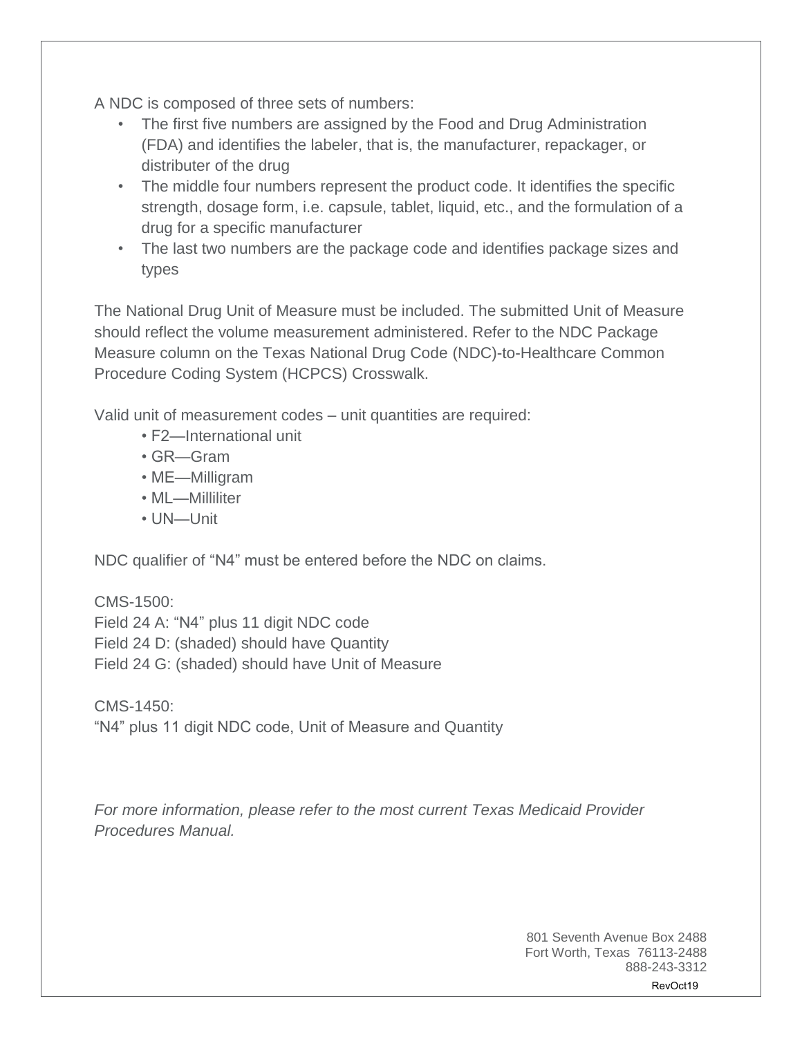A NDC is composed of three sets of numbers:

- The first five numbers are assigned by the Food and Drug Administration (FDA) and identifies the labeler, that is, the manufacturer, repackager, or distributer of the drug
- The middle four numbers represent the product code. It identifies the specific strength, dosage form, i.e. capsule, tablet, liquid, etc., and the formulation of a drug for a specific manufacturer
- The last two numbers are the package code and identifies package sizes and types

The National Drug Unit of Measure must be included. The submitted Unit of Measure should reflect the volume measurement administered. Refer to the NDC Package Measure column on the Texas National Drug Code (NDC)-to-Healthcare Common Procedure Coding System (HCPCS) Crosswalk.

Valid unit of measurement codes – unit quantities are required:

- F2—International unit
- GR—Gram
- ME—Milligram
- ML—Milliliter
- UN—Unit

NDC qualifier of "N4" must be entered before the NDC on claims.

CMS-1500:
Field 24 A: "N4" plus 11 digit NDC code
Field 24 D: (shaded) should have Quantity
Field 24 G: (shaded) should have Unit of Measure

CMS-1450:
"N4" plus 11 digit NDC code, Unit of Measure and Quantity

*For more information, please refer to the most current Texas Medicaid Provider Procedures Manual.*

801 Seventh Avenue Box 2488
Fort Worth, Texas 76113-2488
888-243-3312

RevOct19